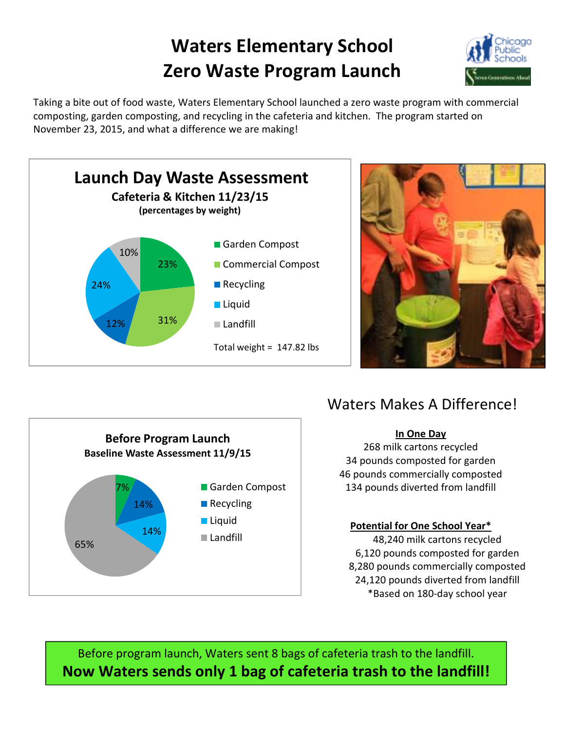# Waters Elementary School
# Zero Waste Program Launch

Taking a bite out of food waste, Waters Elementary School launched a zero waste program with commercial composting, garden composting, and recycling in the cafeteria and kitchen. The program started on November 23, 2015, and what a difference we are making!

## Launch Day Waste Assessment

**Cafeteria & Kitchen 11/23/15**

**(percentages by weight)**

| Category | Percentage |
| --- | --- |
| Garden Compost | 23% |
| Commercial Compost | 31% |
| Recycling | 12% |
| Liquid | 24% |
| Landfill | 10% |

Total weight = 147.82 lbs

## Before Program Launch

**Baseline Waste Assessment 11/9/15**

| Category | Percentage |
| --- | --- |
| Garden Compost | 7% |
| Recycling | 14% |
| Liquid | 14% |
| Landfill | 65% |

## Waters Makes A Difference!

**In One Day**

268 milk cartons recycled
34 pounds composted for garden
46 pounds commercially composted
134 pounds diverted from landfill

**Potential for One School Year***

48,240 milk cartons recycled
6,120 pounds composted for garden
8,280 pounds commercially composted
24,120 pounds diverted from landfill
*Based on 180-day school year

Before program launch, Waters sent 8 bags of cafeteria trash to the landfill.

**Now Waters sends only 1 bag of cafeteria trash to the landfill!**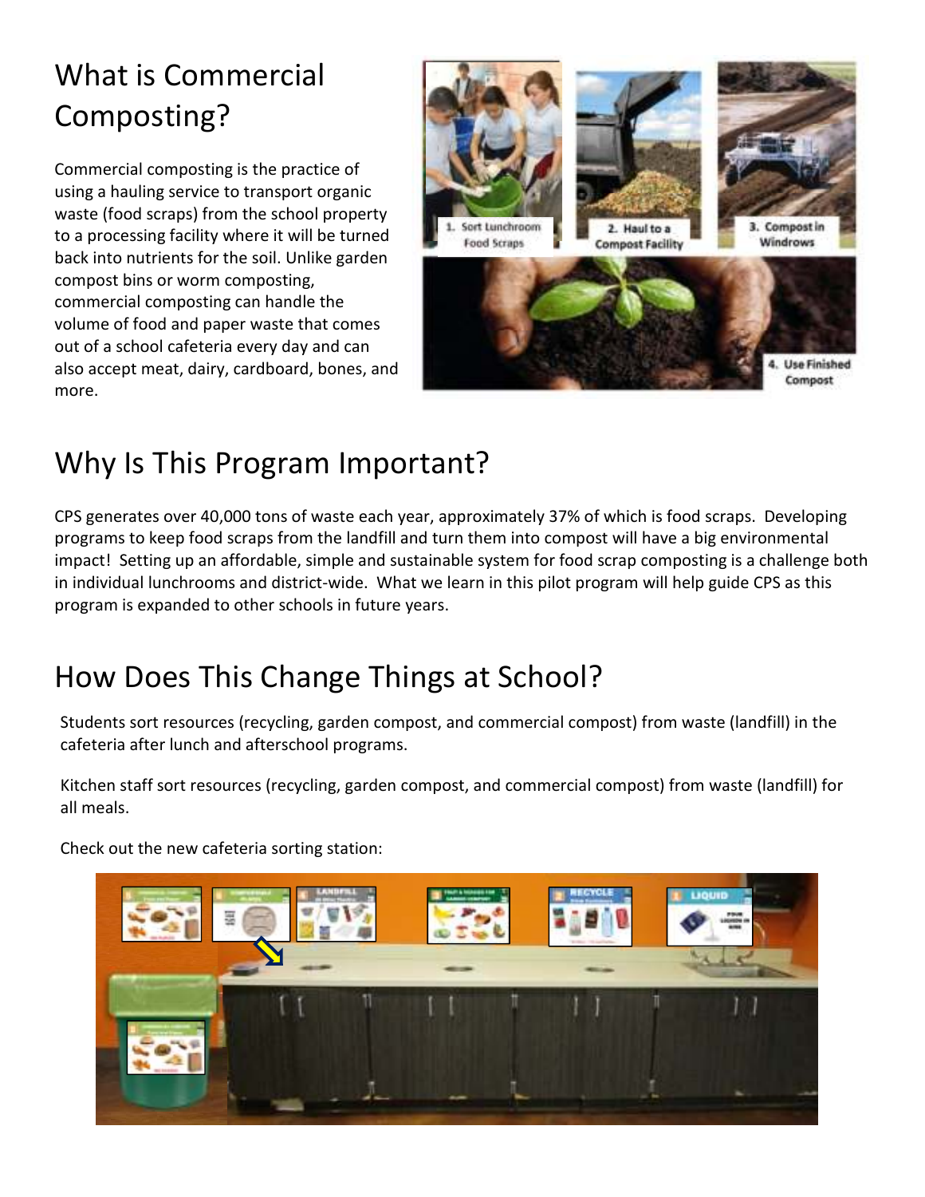# What is Commercial Composting?

Commercial composting is the practice of using a hauling service to transport organic waste (food scraps) from the school property to a processing facility where it will be turned back into nutrients for the soil. Unlike garden compost bins or worm composting, commercial composting can handle the volume of food and paper waste that comes out of a school cafeteria every day and can also accept meat, dairy, cardboard, bones, and more.

1. Sort Lunchroom Food Scraps
2. Haul to a Compost Facility
3. Compost in Windrows
4. Use Finished Compost

# Why Is This Program Important?

CPS generates over 40,000 tons of waste each year, approximately 37% of which is food scraps. Developing programs to keep food scraps from the landfill and turn them into compost will have a big environmental impact! Setting up an affordable, simple and sustainable system for food scrap composting is a challenge both in individual lunchrooms and district-wide. What we learn in this pilot program will help guide CPS as this program is expanded to other schools in future years.

# How Does This Change Things at School?

Students sort resources (recycling, garden compost, and commercial compost) from waste (landfill) in the cafeteria after lunch and afterschool programs.

Kitchen staff sort resources (recycling, garden compost, and commercial compost) from waste (landfill) for all meals.

Check out the new cafeteria sorting station: